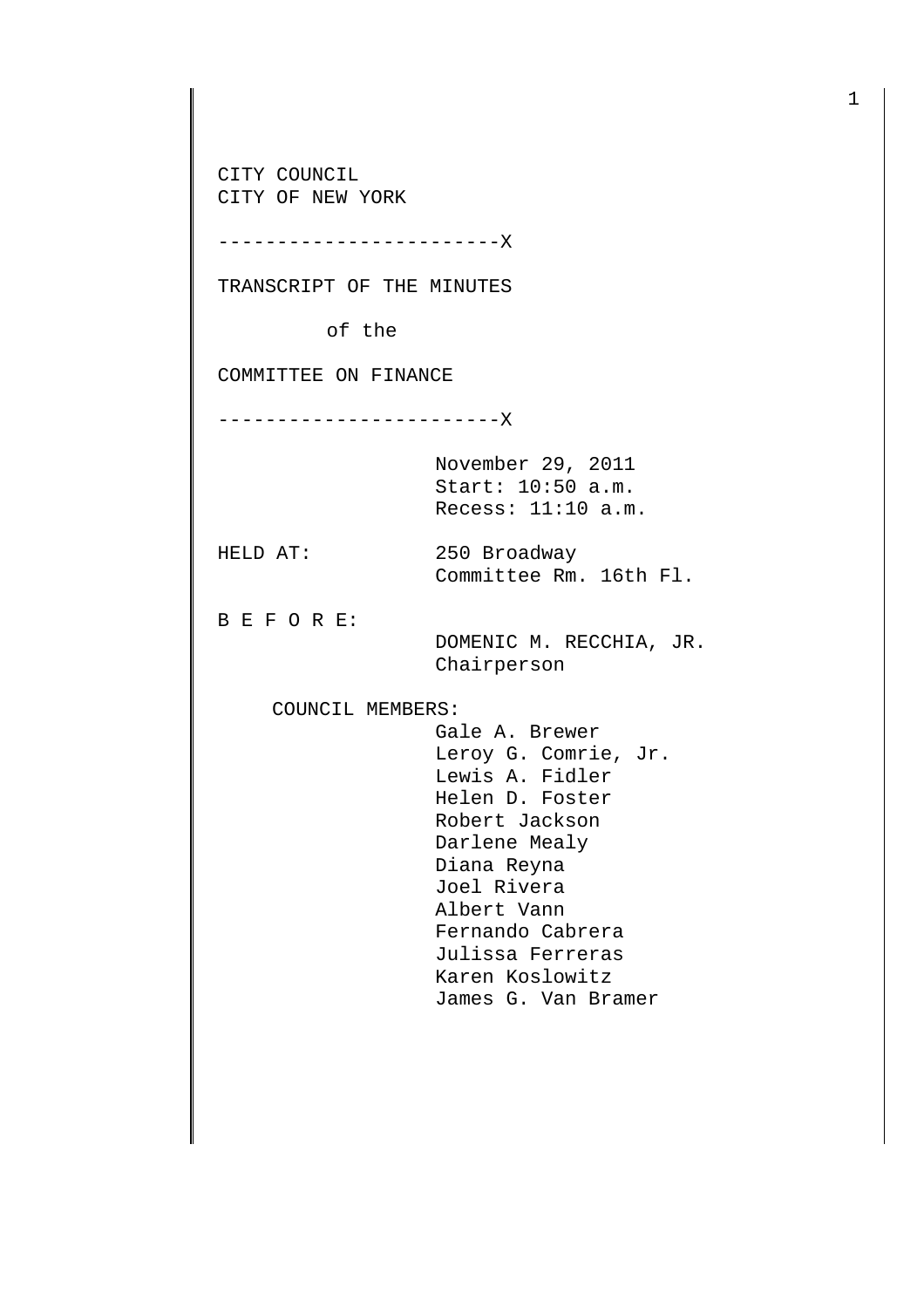CITY COUNCIL
CITY OF NEW YORK

------------------------X

TRANSCRIPT OF THE MINUTES

of the

COMMITTEE ON FINANCE

------------------------X

November 29, 2011
Start: 10:50 a.m.
Recess: 11:10 a.m.

HELD AT: 250 Broadway
Committee Rm. 16th Fl.

B E F O R E:

DOMENIC M. RECCHIA, JR.
Chairperson

COUNCIL MEMBERS:

Gale A. Brewer
Leroy G. Comrie, Jr.
Lewis A. Fidler
Helen D. Foster
Robert Jackson
Darlene Mealy
Diana Reyna
Joel Rivera
Albert Vann
Fernando Cabrera
Julissa Ferreras
Karen Koslowitz
James G. Van Bramer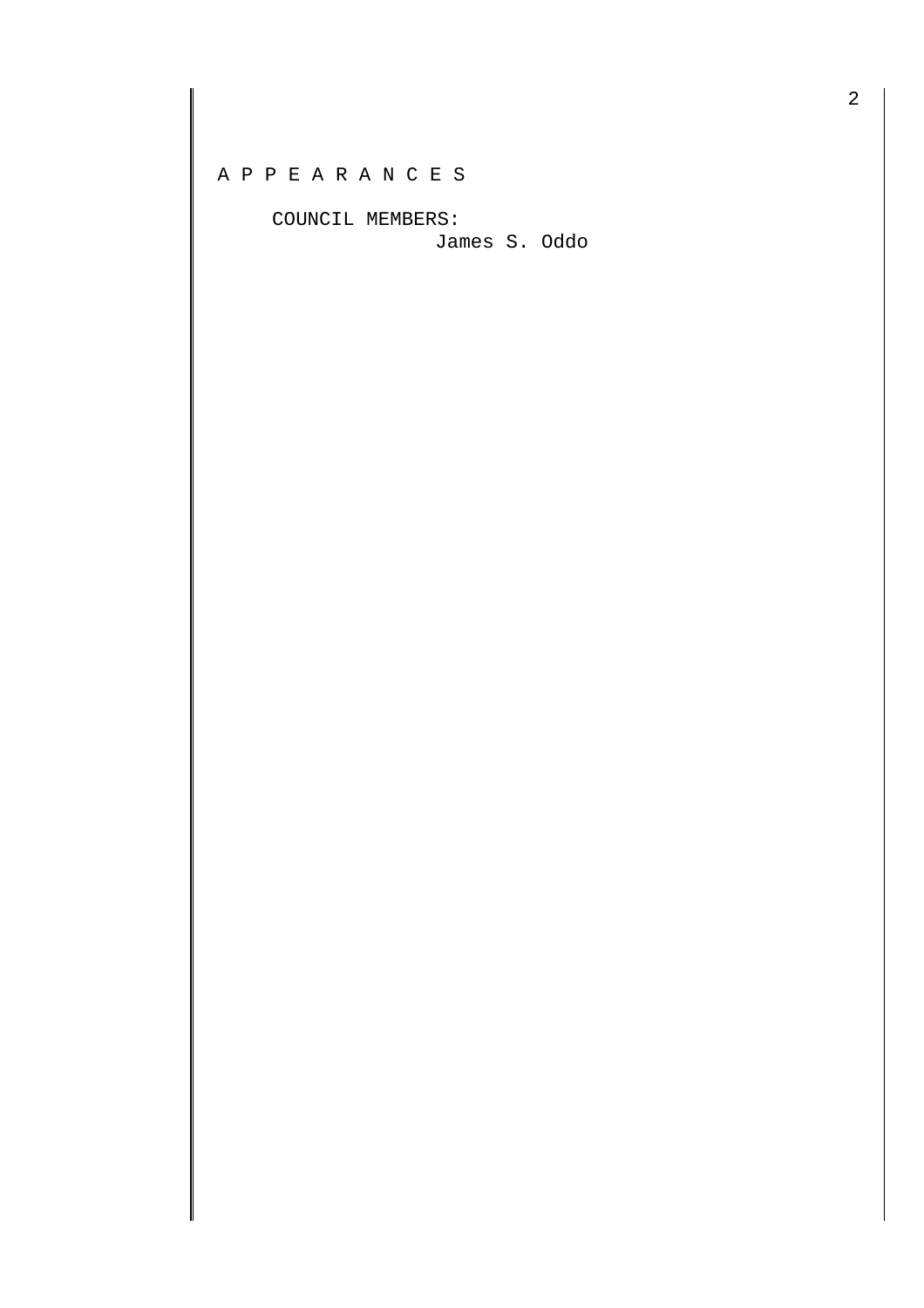A P P E A R A N C E S

COUNCIL MEMBERS:

James S. Oddo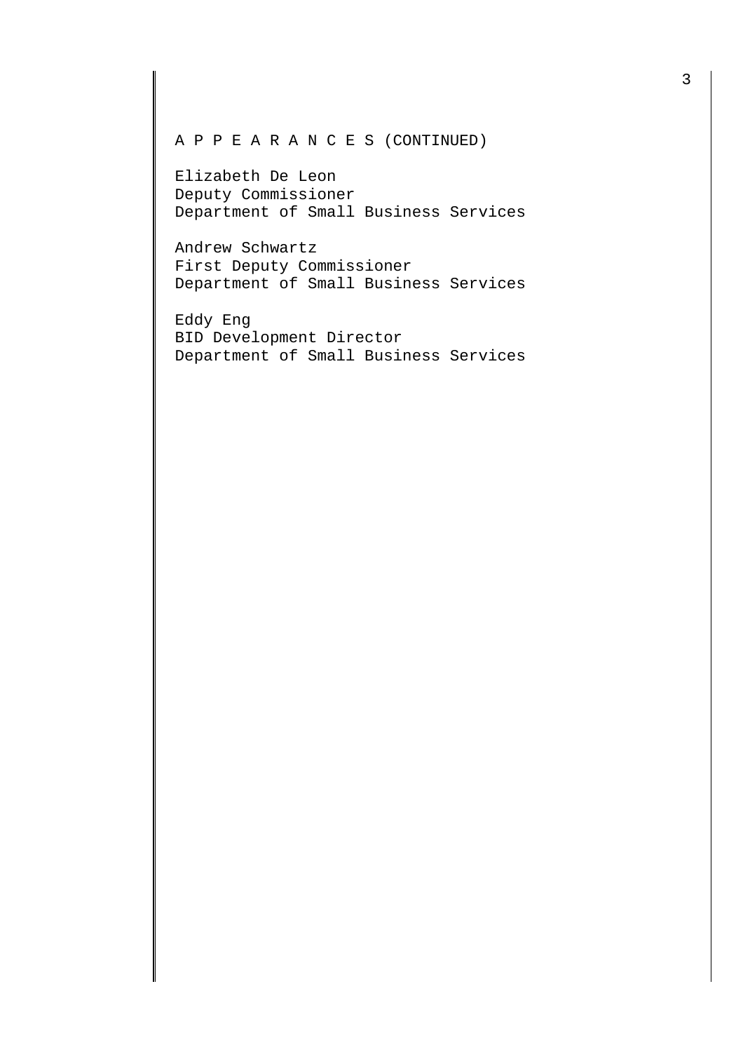A P P E A R A N C E S (CONTINUED)

Elizabeth De Leon
Deputy Commissioner
Department of Small Business Services

Andrew Schwartz
First Deputy Commissioner
Department of Small Business Services

Eddy Eng
BID Development Director
Department of Small Business Services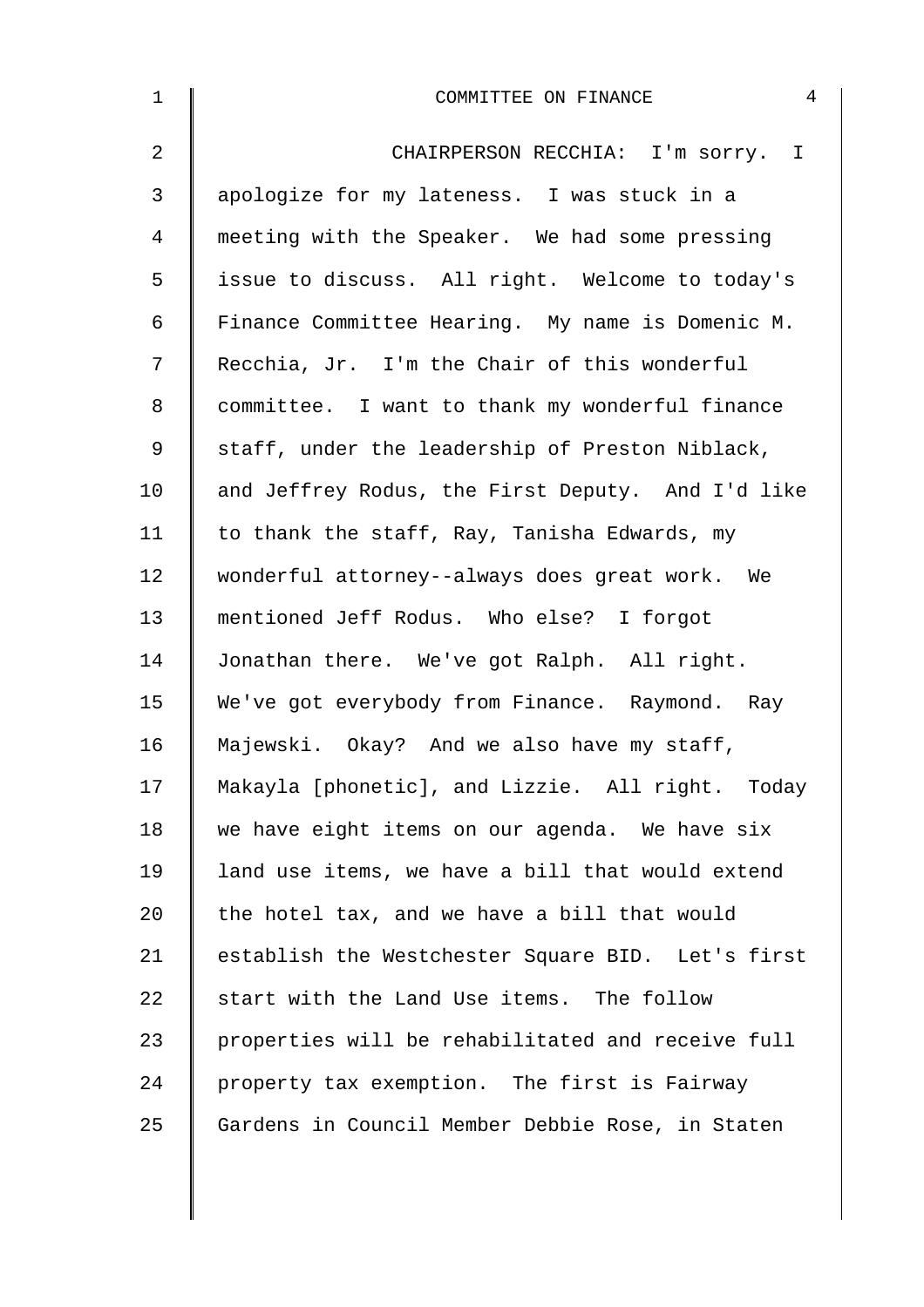CHAIRPERSON RECCHIA: I'm sorry. I apologize for my lateness. I was stuck in a meeting with the Speaker. We had some pressing issue to discuss. All right. Welcome to today's Finance Committee Hearing. My name is Domenic M. Recchia, Jr. I'm the Chair of this wonderful committee. I want to thank my wonderful finance staff, under the leadership of Preston Niblack, and Jeffrey Rodus, the First Deputy. And I'd like to thank the staff, Ray, Tanisha Edwards, my wonderful attorney--always does great work. We mentioned Jeff Rodus. Who else? I forgot Jonathan there. We've got Ralph. All right. We've got everybody from Finance. Raymond. Ray Majewski. Okay? And we also have my staff, Makayla [phonetic], and Lizzie. All right. Today we have eight items on our agenda. We have six land use items, we have a bill that would extend the hotel tax, and we have a bill that would establish the Westchester Square BID. Let's first start with the Land Use items. The follow properties will be rehabilitated and receive full property tax exemption. The first is Fairway Gardens in Council Member Debbie Rose, in Staten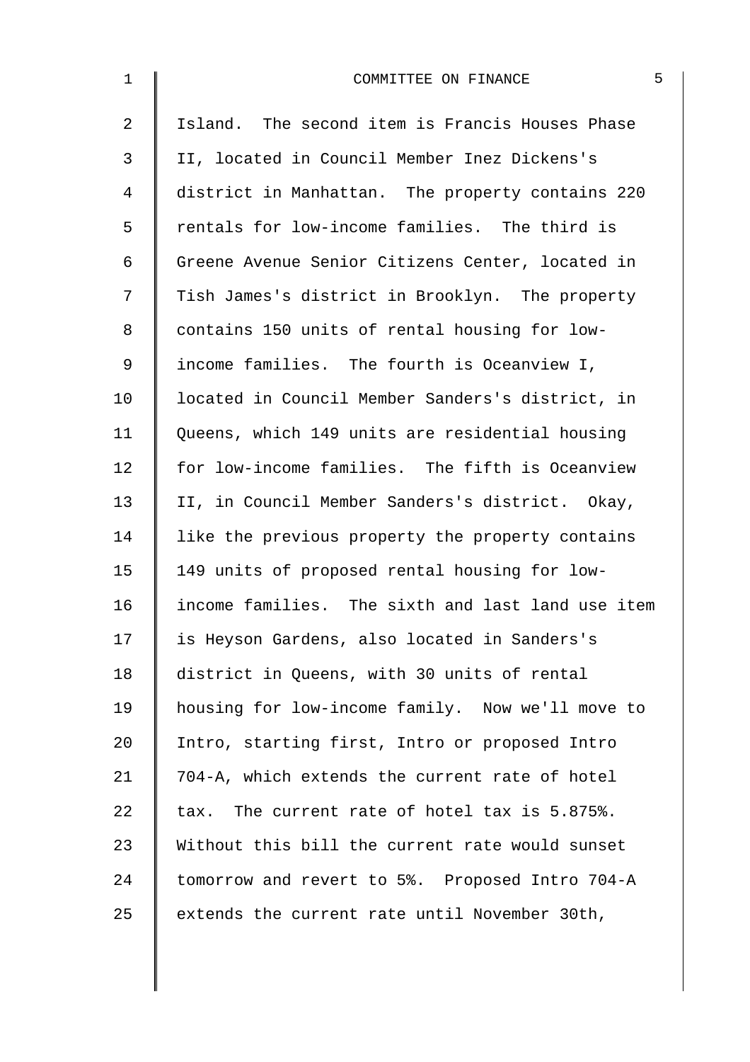Island. The second item is Francis Houses Phase II, located in Council Member Inez Dickens's district in Manhattan. The property contains 220 rentals for low-income families. The third is Greene Avenue Senior Citizens Center, located in Tish James's district in Brooklyn. The property contains 150 units of rental housing for low-income families. The fourth is Oceanview I, located in Council Member Sanders's district, in Queens, which 149 units are residential housing for low-income families. The fifth is Oceanview II, in Council Member Sanders's district. Okay, like the previous property the property contains 149 units of proposed rental housing for low-income families. The sixth and last land use item is Heyson Gardens, also located in Sanders's district in Queens, with 30 units of rental housing for low-income family. Now we'll move to Intro, starting first, Intro or proposed Intro 704-A, which extends the current rate of hotel tax. The current rate of hotel tax is 5.875%. Without this bill the current rate would sunset tomorrow and revert to 5%. Proposed Intro 704-A extends the current rate until November 30th,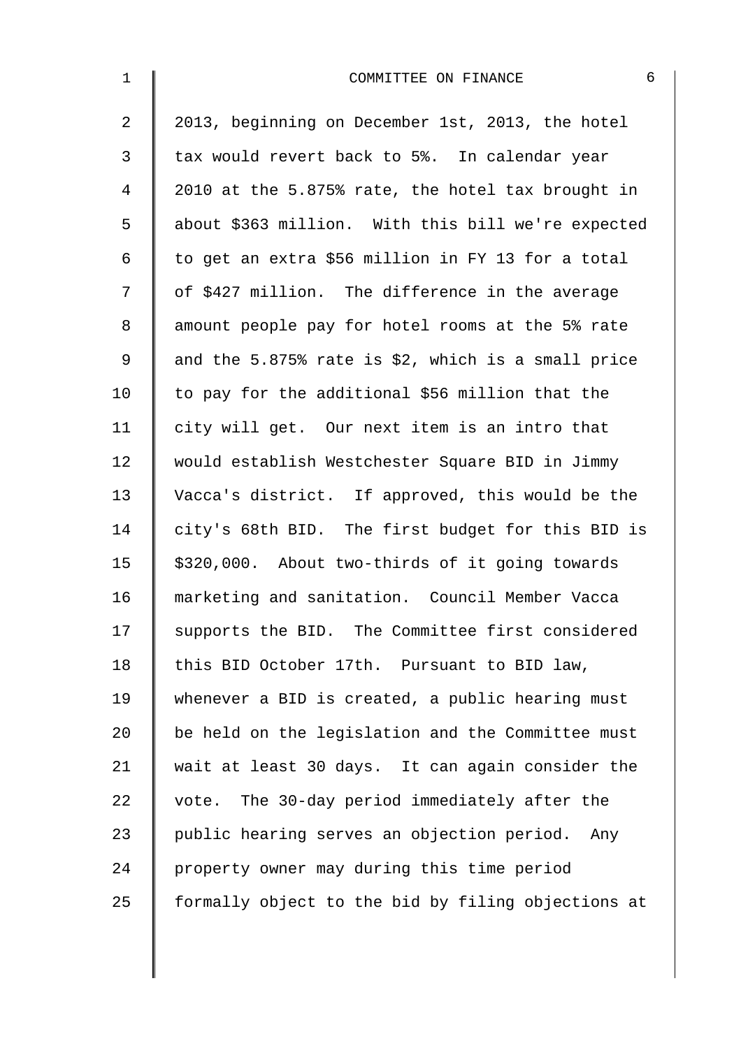2013, beginning on December 1st, 2013, the hotel tax would revert back to 5%. In calendar year 2010 at the 5.875% rate, the hotel tax brought in about $363 million. With this bill we're expected to get an extra $56 million in FY 13 for a total of $427 million. The difference in the average amount people pay for hotel rooms at the 5% rate and the 5.875% rate is $2, which is a small price to pay for the additional $56 million that the city will get. Our next item is an intro that would establish Westchester Square BID in Jimmy Vacca's district. If approved, this would be the city's 68th BID. The first budget for this BID is $320,000. About two-thirds of it going towards marketing and sanitation. Council Member Vacca supports the BID. The Committee first considered this BID October 17th. Pursuant to BID law, whenever a BID is created, a public hearing must be held on the legislation and the Committee must wait at least 30 days. It can again consider the vote. The 30-day period immediately after the public hearing serves an objection period. Any property owner may during this time period formally object to the bid by filing objections at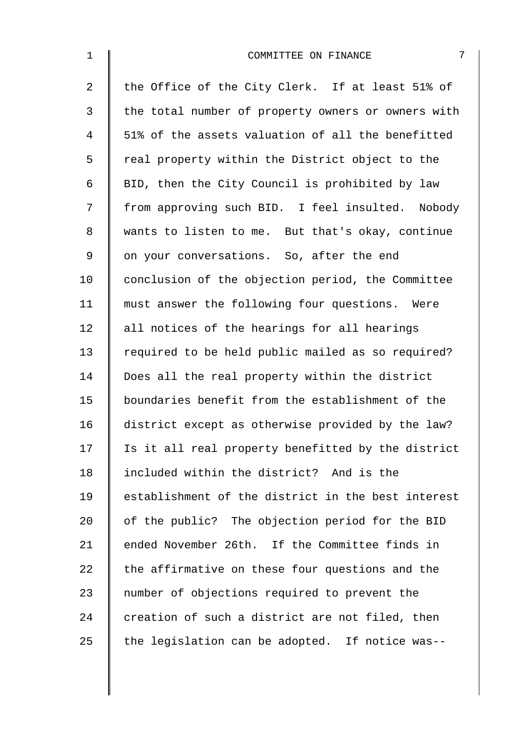the Office of the City Clerk. If at least 51% of the total number of property owners or owners with 51% of the assets valuation of all the benefitted real property within the District object to the BID, then the City Council is prohibited by law from approving such BID. I feel insulted. Nobody wants to listen to me. But that's okay, continue on your conversations. So, after the end conclusion of the objection period, the Committee must answer the following four questions. Were all notices of the hearings for all hearings required to be held public mailed as so required? Does all the real property within the district boundaries benefit from the establishment of the district except as otherwise provided by the law? Is it all real property benefitted by the district included within the district? And is the establishment of the district in the best interest of the public? The objection period for the BID ended November 26th. If the Committee finds in the affirmative on these four questions and the number of objections required to prevent the creation of such a district are not filed, then the legislation can be adopted. If notice was--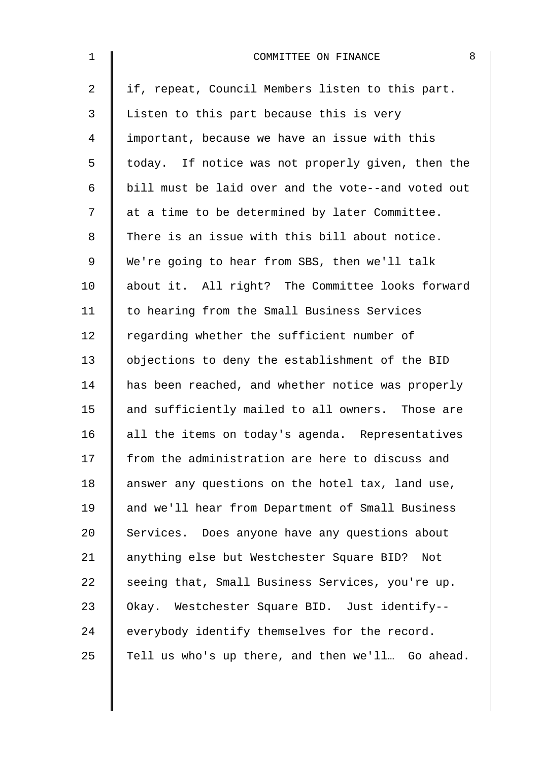if, repeat, Council Members listen to this part. Listen to this part because this is very important, because we have an issue with this today. If notice was not properly given, then the bill must be laid over and the vote--and voted out at a time to be determined by later Committee. There is an issue with this bill about notice. We're going to hear from SBS, then we'll talk about it. All right? The Committee looks forward to hearing from the Small Business Services regarding whether the sufficient number of objections to deny the establishment of the BID has been reached, and whether notice was properly and sufficiently mailed to all owners. Those are all the items on today's agenda. Representatives from the administration are here to discuss and answer any questions on the hotel tax, land use, and we'll hear from Department of Small Business Services. Does anyone have any questions about anything else but Westchester Square BID? Not seeing that, Small Business Services, you're up. Okay. Westchester Square BID. Just identify-- everybody identify themselves for the record. Tell us who's up there, and then we'll… Go ahead.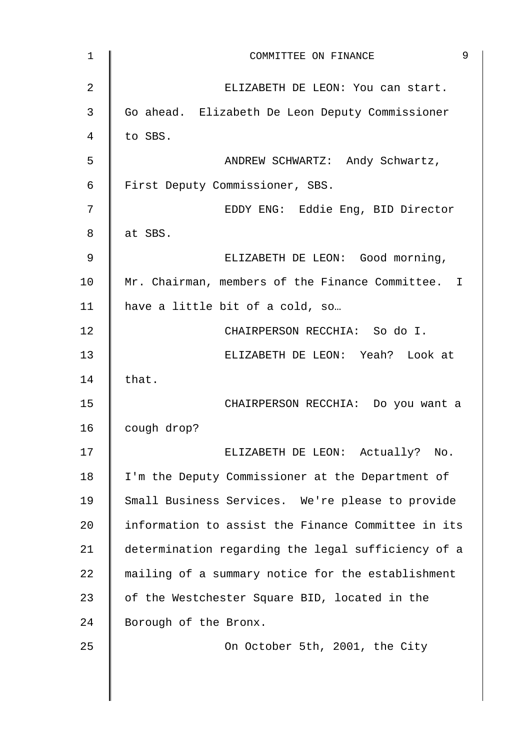ELIZABETH DE LEON: You can start. Go ahead. Elizabeth De Leon Deputy Commissioner to SBS.

ANDREW SCHWARTZ: Andy Schwartz, First Deputy Commissioner, SBS.

EDDY ENG: Eddie Eng, BID Director at SBS.

ELIZABETH DE LEON: Good morning, Mr. Chairman, members of the Finance Committee. I have a little bit of a cold, so…

CHAIRPERSON RECCHIA: So do I.

ELIZABETH DE LEON: Yeah? Look at that.

CHAIRPERSON RECCHIA: Do you want a cough drop?

ELIZABETH DE LEON: Actually? No. I'm the Deputy Commissioner at the Department of Small Business Services. We're please to provide information to assist the Finance Committee in its determination regarding the legal sufficiency of a mailing of a summary notice for the establishment of the Westchester Square BID, located in the Borough of the Bronx.

On October 5th, 2001, the City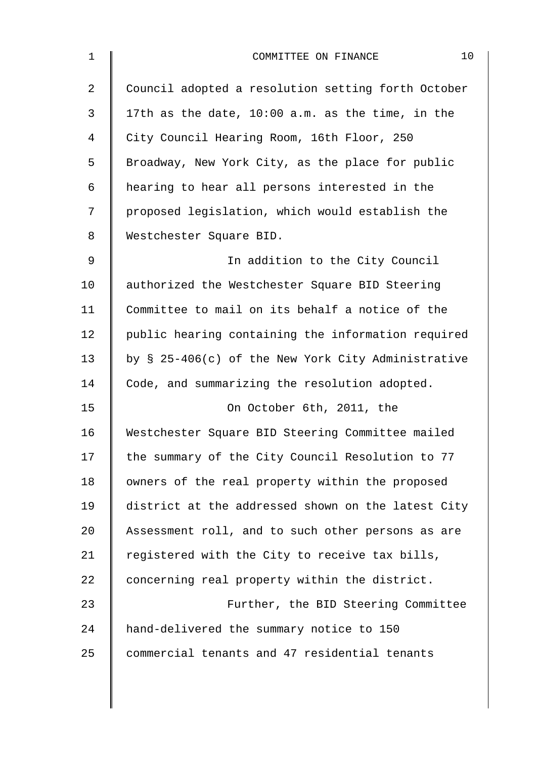Council adopted a resolution setting forth October 17th as the date, 10:00 a.m. as the time, in the City Council Hearing Room, 16th Floor, 250 Broadway, New York City, as the place for public hearing to hear all persons interested in the proposed legislation, which would establish the Westchester Square BID.

In addition to the City Council authorized the Westchester Square BID Steering Committee to mail on its behalf a notice of the public hearing containing the information required by § 25-406(c) of the New York City Administrative Code, and summarizing the resolution adopted.

On October 6th, 2011, the Westchester Square BID Steering Committee mailed the summary of the City Council Resolution to 77 owners of the real property within the proposed district at the addressed shown on the latest City Assessment roll, and to such other persons as are registered with the City to receive tax bills, concerning real property within the district.

Further, the BID Steering Committee hand-delivered the summary notice to 150 commercial tenants and 47 residential tenants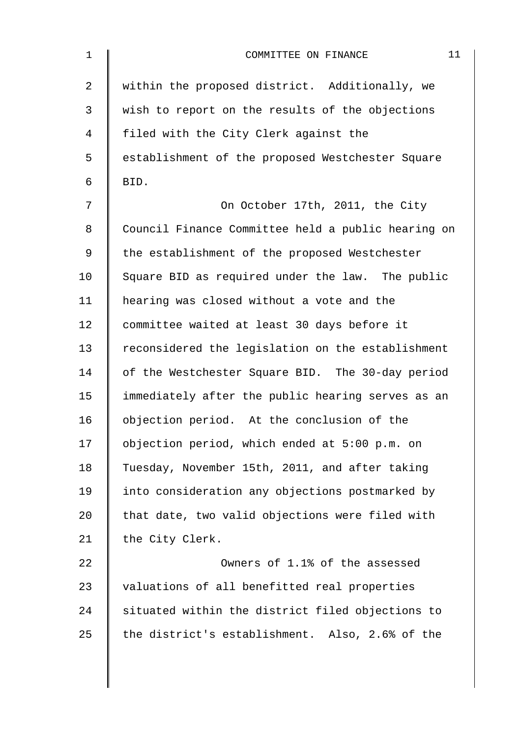within the proposed district. Additionally, we wish to report on the results of the objections filed with the City Clerk against the establishment of the proposed Westchester Square BID.

On October 17th, 2011, the City Council Finance Committee held a public hearing on the establishment of the proposed Westchester Square BID as required under the law. The public hearing was closed without a vote and the committee waited at least 30 days before it reconsidered the legislation on the establishment of the Westchester Square BID. The 30-day period immediately after the public hearing serves as an objection period. At the conclusion of the objection period, which ended at 5:00 p.m. on Tuesday, November 15th, 2011, and after taking into consideration any objections postmarked by that date, two valid objections were filed with the City Clerk.

Owners of 1.1% of the assessed valuations of all benefitted real properties situated within the district filed objections to the district's establishment. Also, 2.6% of the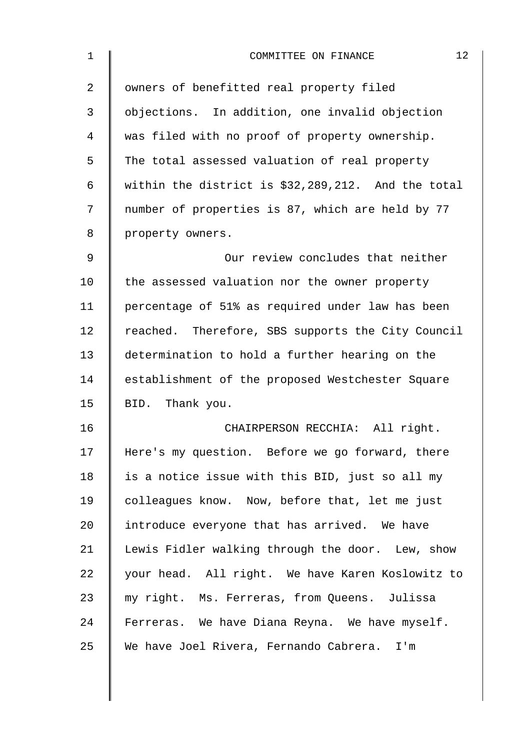owners of benefitted real property filed objections. In addition, one invalid objection was filed with no proof of property ownership. The total assessed valuation of real property within the district is $32,289,212. And the total number of properties is 87, which are held by 77 property owners.

Our review concludes that neither the assessed valuation nor the owner property percentage of 51% as required under law has been reached. Therefore, SBS supports the City Council determination to hold a further hearing on the establishment of the proposed Westchester Square BID. Thank you.

CHAIRPERSON RECCHIA: All right. Here's my question. Before we go forward, there is a notice issue with this BID, just so all my colleagues know. Now, before that, let me just introduce everyone that has arrived. We have Lewis Fidler walking through the door. Lew, show your head. All right. We have Karen Koslowitz to my right. Ms. Ferreras, from Queens. Julissa Ferreras. We have Diana Reyna. We have myself. We have Joel Rivera, Fernando Cabrera. I'm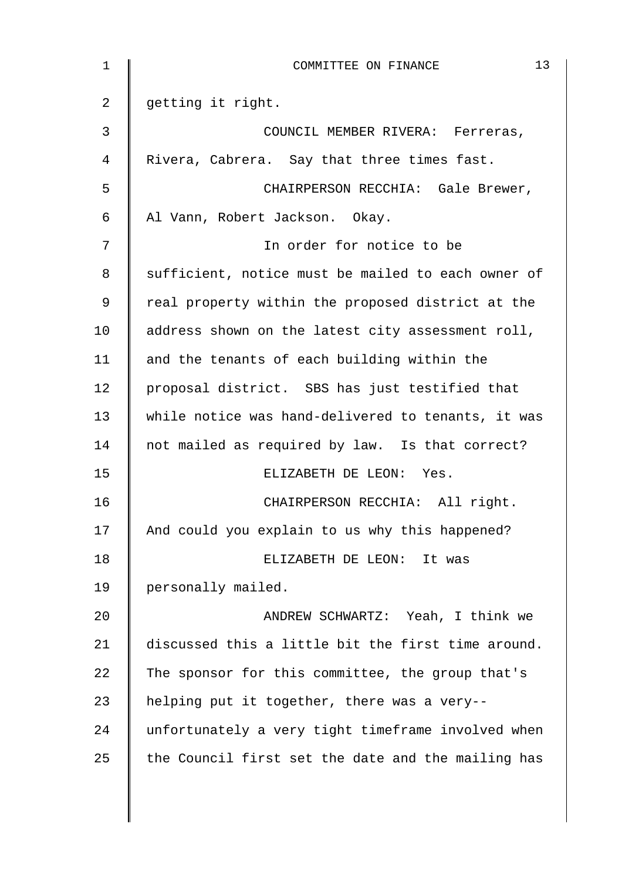getting it right.

COUNCIL MEMBER RIVERA: Ferreras, Rivera, Cabrera. Say that three times fast.

CHAIRPERSON RECCHIA: Gale Brewer, Al Vann, Robert Jackson. Okay.

In order for notice to be sufficient, notice must be mailed to each owner of real property within the proposed district at the address shown on the latest city assessment roll, and the tenants of each building within the proposal district. SBS has just testified that while notice was hand-delivered to tenants, it was not mailed as required by law. Is that correct?

ELIZABETH DE LEON: Yes.

CHAIRPERSON RECCHIA: All right. And could you explain to us why this happened?

ELIZABETH DE LEON: It was personally mailed.

ANDREW SCHWARTZ: Yeah, I think we discussed this a little bit the first time around. The sponsor for this committee, the group that's helping put it together, there was a very-- unfortunately a very tight timeframe involved when the Council first set the date and the mailing has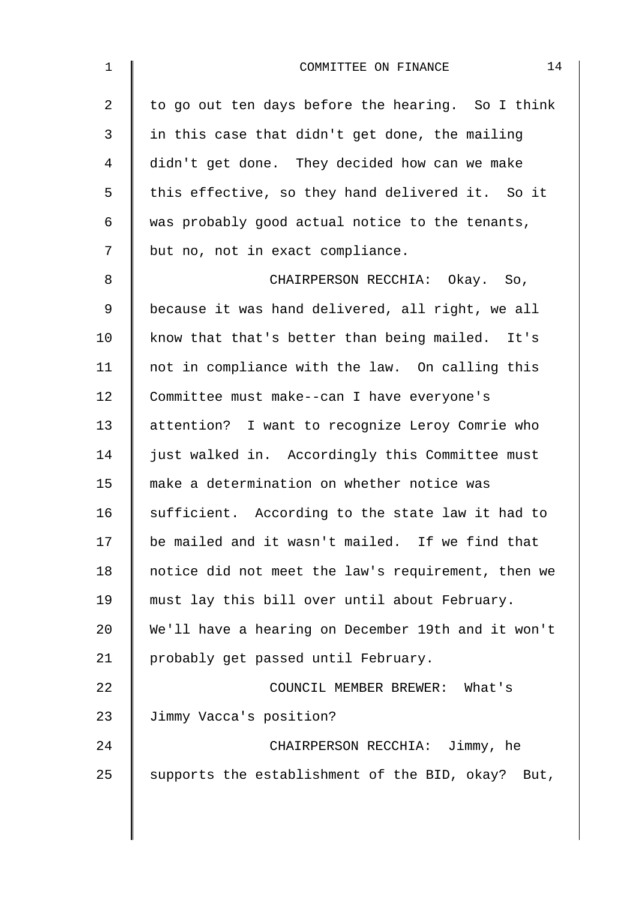to go out ten days before the hearing. So I think in this case that didn't get done, the mailing didn't get done. They decided how can we make this effective, so they hand delivered it. So it was probably good actual notice to the tenants, but no, not in exact compliance.

CHAIRPERSON RECCHIA: Okay. So, because it was hand delivered, all right, we all know that that's better than being mailed. It's not in compliance with the law. On calling this Committee must make--can I have everyone's attention? I want to recognize Leroy Comrie who just walked in. Accordingly this Committee must make a determination on whether notice was sufficient. According to the state law it had to be mailed and it wasn't mailed. If we find that notice did not meet the law's requirement, then we must lay this bill over until about February. We'll have a hearing on December 19th and it won't probably get passed until February.

COUNCIL MEMBER BREWER: What's Jimmy Vacca's position?

CHAIRPERSON RECCHIA: Jimmy, he supports the establishment of the BID, okay? But,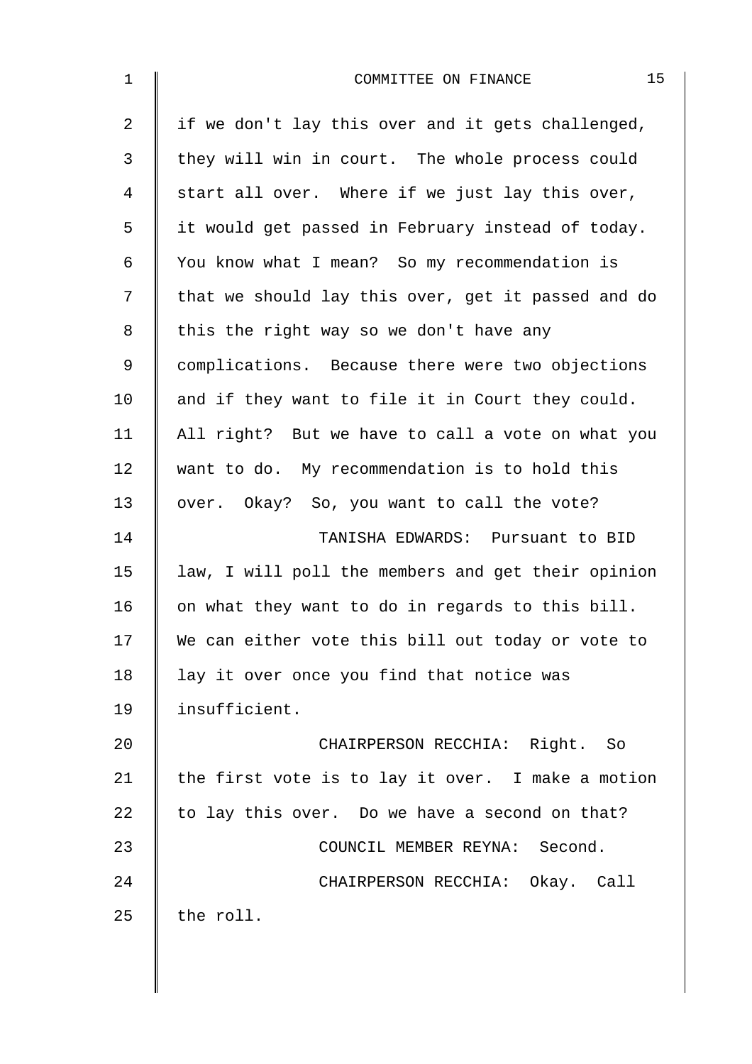if we don't lay this over and it gets challenged, they will win in court. The whole process could start all over. Where if we just lay this over, it would get passed in February instead of today. You know what I mean? So my recommendation is that we should lay this over, get it passed and do this the right way so we don't have any complications. Because there were two objections and if they want to file it in Court they could. All right? But we have to call a vote on what you want to do. My recommendation is to hold this over. Okay? So, you want to call the vote?

TANISHA EDWARDS: Pursuant to BID law, I will poll the members and get their opinion on what they want to do in regards to this bill. We can either vote this bill out today or vote to lay it over once you find that notice was insufficient.

CHAIRPERSON RECCHIA: Right. So the first vote is to lay it over. I make a motion to lay this over. Do we have a second on that?

COUNCIL MEMBER REYNA: Second.

CHAIRPERSON RECCHIA: Okay. Call the roll.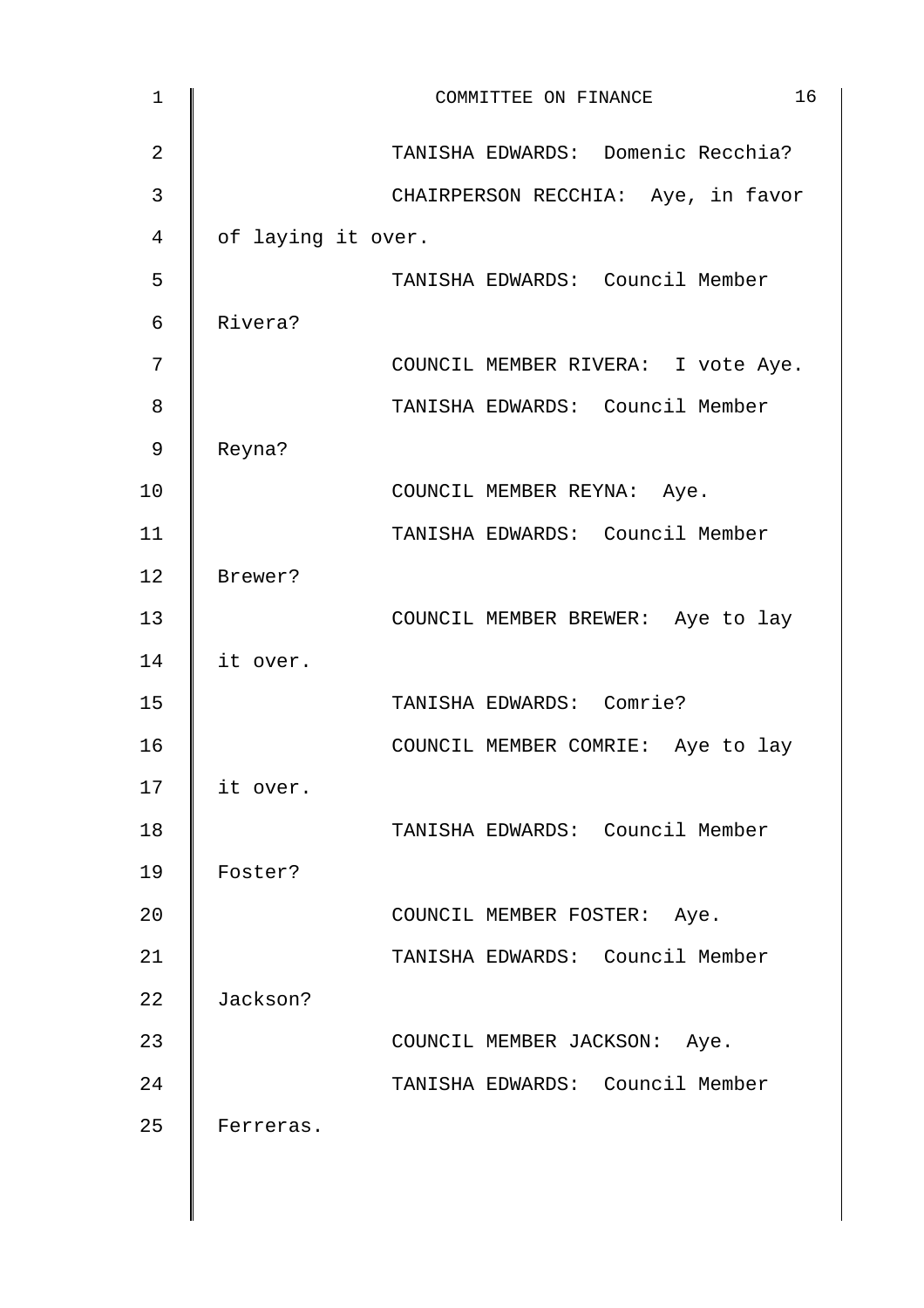TANISHA EDWARDS: Domenic Recchia?

CHAIRPERSON RECCHIA: Aye, in favor of laying it over.

TANISHA EDWARDS: Council Member Rivera?

COUNCIL MEMBER RIVERA: I vote Aye.

TANISHA EDWARDS: Council Member Reyna?

COUNCIL MEMBER REYNA: Aye.

TANISHA EDWARDS: Council Member Brewer?

COUNCIL MEMBER BREWER: Aye to lay it over.

TANISHA EDWARDS: Comrie?

COUNCIL MEMBER COMRIE: Aye to lay it over.

TANISHA EDWARDS: Council Member Foster?

COUNCIL MEMBER FOSTER: Aye.

TANISHA EDWARDS: Council Member Jackson?

COUNCIL MEMBER JACKSON: Aye.

TANISHA EDWARDS: Council Member Ferreras.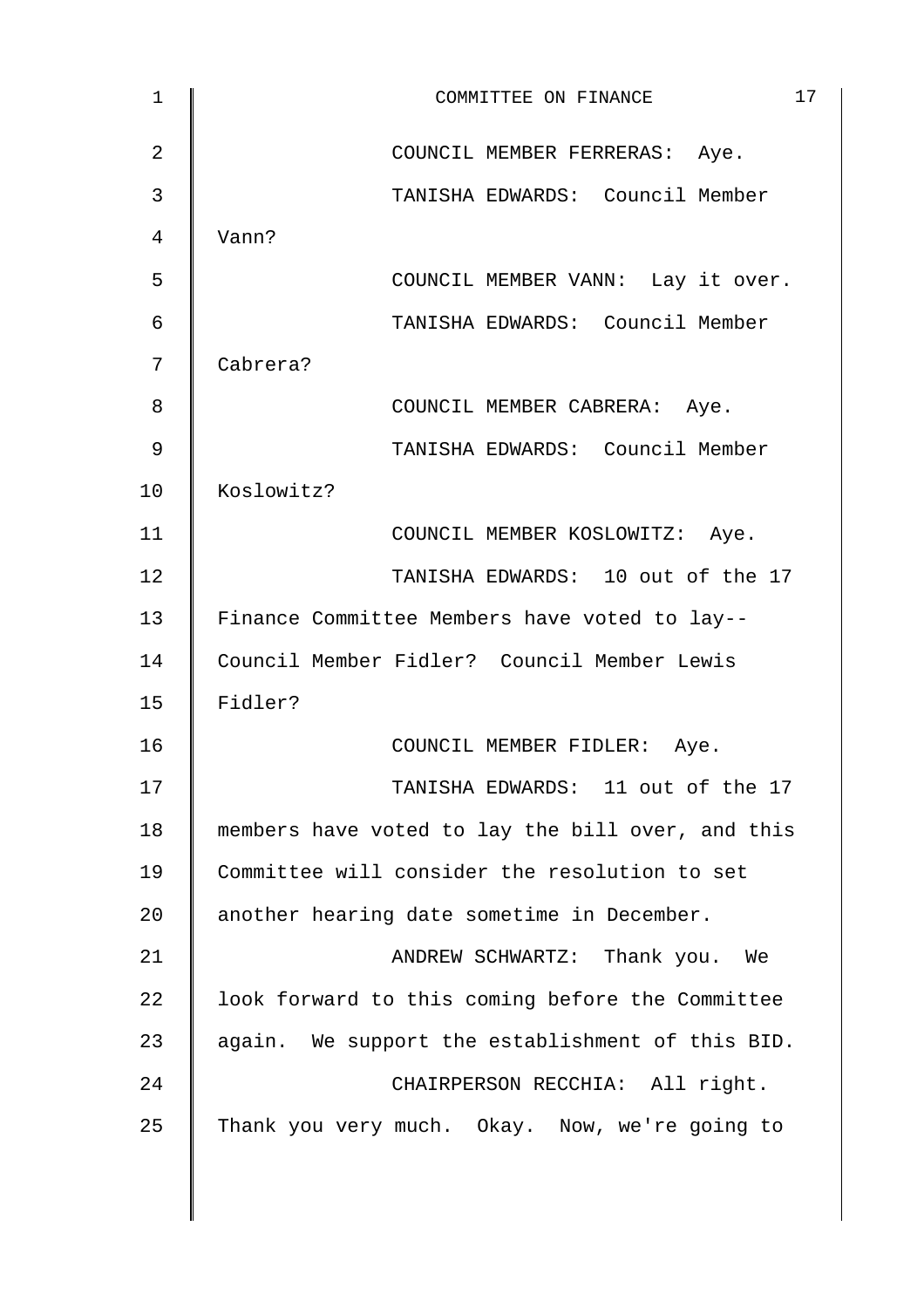COUNCIL MEMBER FERRERAS: Aye.

TANISHA EDWARDS: Council Member Vann?

COUNCIL MEMBER VANN: Lay it over.

TANISHA EDWARDS: Council Member Cabrera?

COUNCIL MEMBER CABRERA: Aye.

TANISHA EDWARDS: Council Member Koslowitz?

COUNCIL MEMBER KOSLOWITZ: Aye.

TANISHA EDWARDS: 10 out of the 17 Finance Committee Members have voted to lay-- Council Member Fidler? Council Member Lewis Fidler?

COUNCIL MEMBER FIDLER: Aye.

TANISHA EDWARDS: 11 out of the 17 members have voted to lay the bill over, and this Committee will consider the resolution to set another hearing date sometime in December.

ANDREW SCHWARTZ: Thank you. We look forward to this coming before the Committee again. We support the establishment of this BID.

CHAIRPERSON RECCHIA: All right. Thank you very much. Okay. Now, we're going to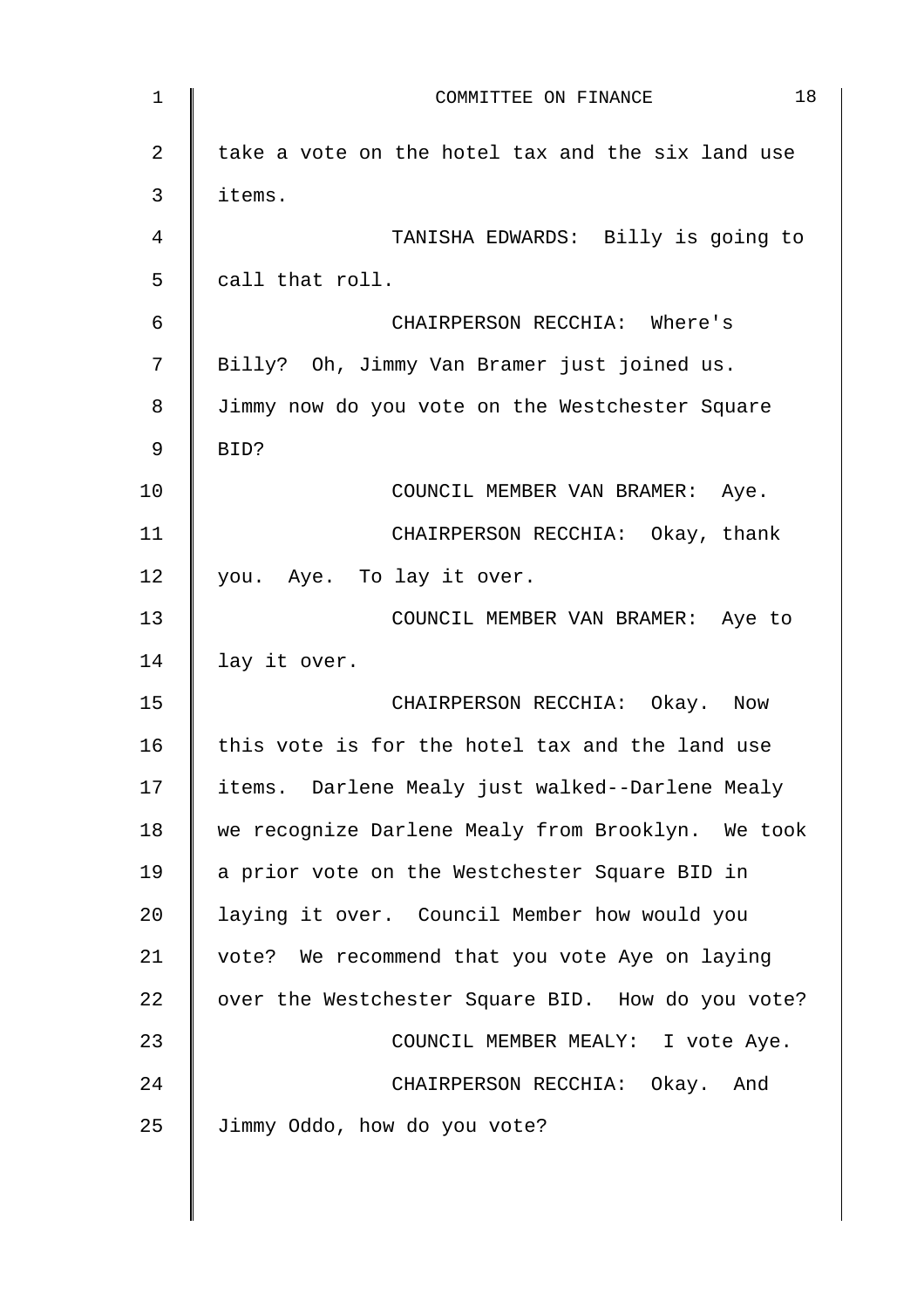take a vote on the hotel tax and the six land use items.

TANISHA EDWARDS: Billy is going to call that roll.

CHAIRPERSON RECCHIA: Where's Billy? Oh, Jimmy Van Bramer just joined us. Jimmy now do you vote on the Westchester Square BID?

COUNCIL MEMBER VAN BRAMER: Aye.

CHAIRPERSON RECCHIA: Okay, thank you. Aye. To lay it over.

COUNCIL MEMBER VAN BRAMER: Aye to lay it over.

CHAIRPERSON RECCHIA: Okay. Now this vote is for the hotel tax and the land use items. Darlene Mealy just walked--Darlene Mealy we recognize Darlene Mealy from Brooklyn. We took a prior vote on the Westchester Square BID in laying it over. Council Member how would you vote? We recommend that you vote Aye on laying over the Westchester Square BID. How do you vote?

COUNCIL MEMBER MEALY: I vote Aye.

CHAIRPERSON RECCHIA: Okay. And Jimmy Oddo, how do you vote?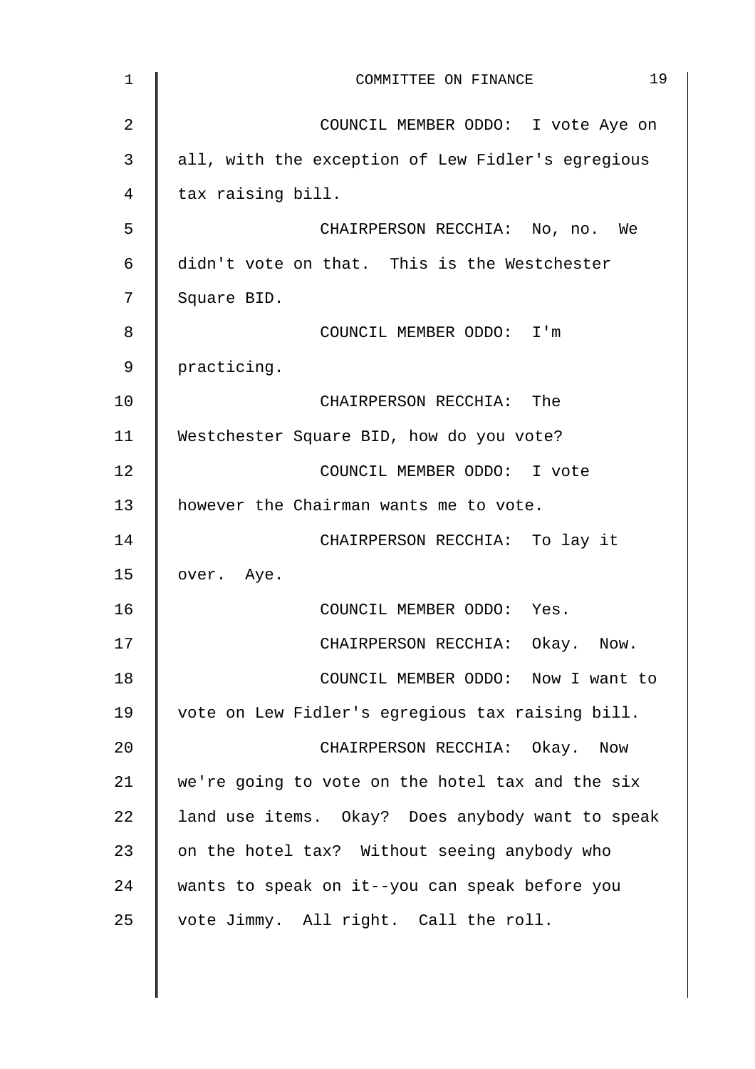COUNCIL MEMBER ODDO: I vote Aye on all, with the exception of Lew Fidler's egregious tax raising bill.

CHAIRPERSON RECCHIA: No, no. We didn't vote on that. This is the Westchester Square BID.

COUNCIL MEMBER ODDO: I'm practicing.

CHAIRPERSON RECCHIA: The Westchester Square BID, how do you vote?

COUNCIL MEMBER ODDO: I vote however the Chairman wants me to vote.

CHAIRPERSON RECCHIA: To lay it over. Aye.

COUNCIL MEMBER ODDO: Yes.

CHAIRPERSON RECCHIA: Okay. Now.

COUNCIL MEMBER ODDO: Now I want to vote on Lew Fidler's egregious tax raising bill.

CHAIRPERSON RECCHIA: Okay. Now we're going to vote on the hotel tax and the six land use items. Okay? Does anybody want to speak on the hotel tax? Without seeing anybody who wants to speak on it--you can speak before you vote Jimmy. All right. Call the roll.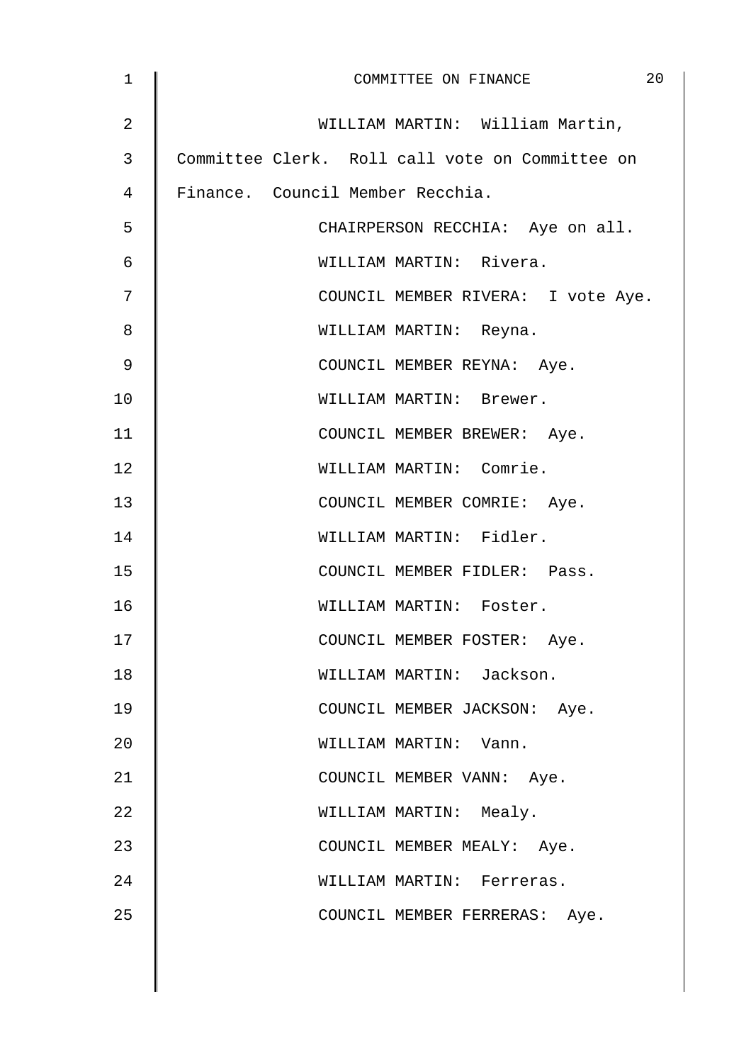WILLIAM MARTIN: William Martin, Committee Clerk. Roll call vote on Committee on Finance. Council Member Recchia.

CHAIRPERSON RECCHIA: Aye on all.

WILLIAM MARTIN: Rivera.

COUNCIL MEMBER RIVERA: I vote Aye.

WILLIAM MARTIN: Reyna.

COUNCIL MEMBER REYNA: Aye.

WILLIAM MARTIN: Brewer.

COUNCIL MEMBER BREWER: Aye.

WILLIAM MARTIN: Comrie.

COUNCIL MEMBER COMRIE: Aye.

WILLIAM MARTIN: Fidler.

COUNCIL MEMBER FIDLER: Pass.

WILLIAM MARTIN: Foster.

COUNCIL MEMBER FOSTER: Aye.

WILLIAM MARTIN: Jackson.

COUNCIL MEMBER JACKSON: Aye.

WILLIAM MARTIN: Vann.

COUNCIL MEMBER VANN: Aye.

WILLIAM MARTIN: Mealy.

COUNCIL MEMBER MEALY: Aye.

WILLIAM MARTIN: Ferreras.

COUNCIL MEMBER FERRERAS: Aye.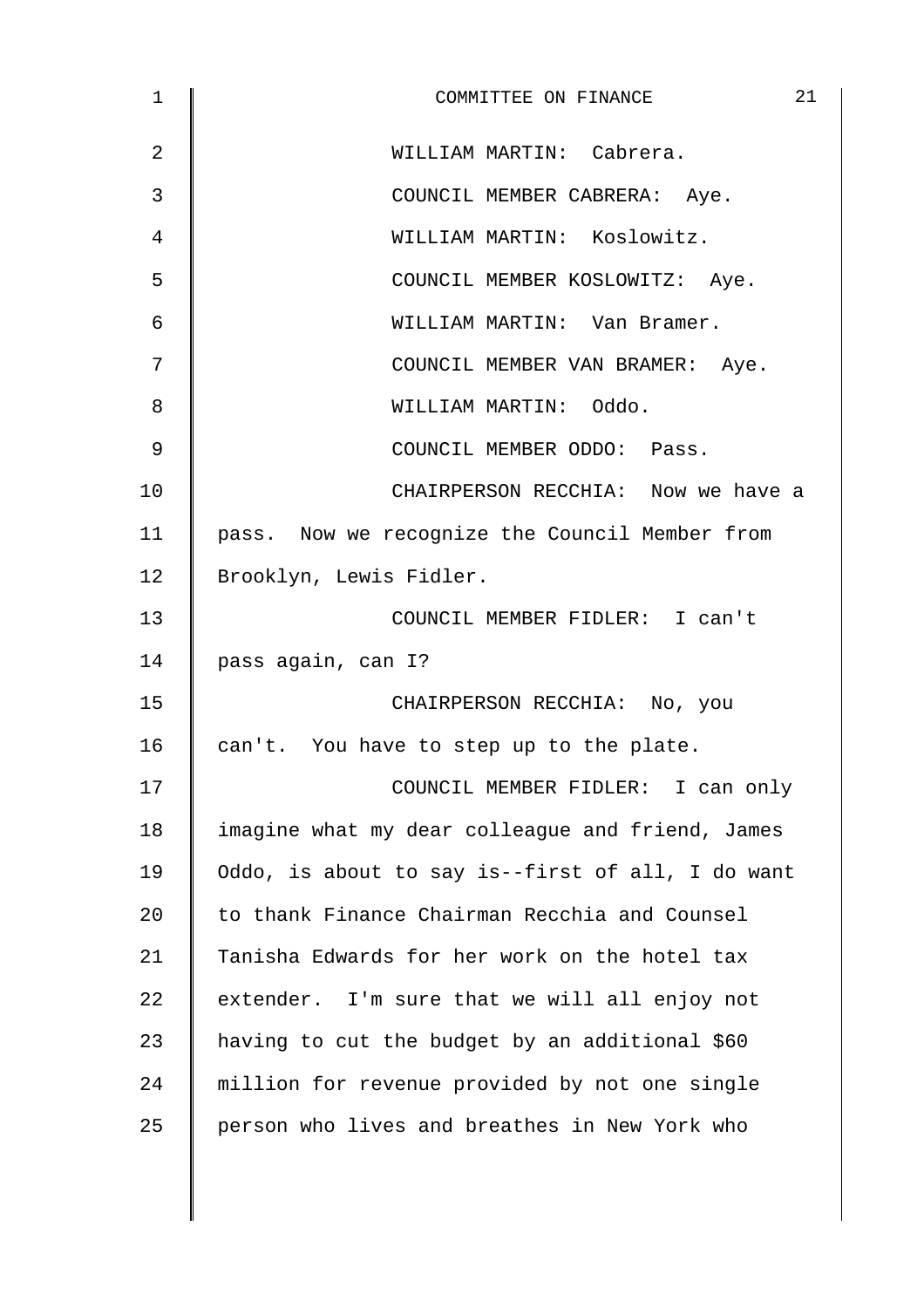WILLIAM MARTIN: Cabrera.

COUNCIL MEMBER CABRERA: Aye.

WILLIAM MARTIN: Koslowitz.

COUNCIL MEMBER KOSLOWITZ: Aye.

WILLIAM MARTIN: Van Bramer.

COUNCIL MEMBER VAN BRAMER: Aye.

WILLIAM MARTIN: Oddo.

COUNCIL MEMBER ODDO: Pass.

CHAIRPERSON RECCHIA: Now we have a pass. Now we recognize the Council Member from Brooklyn, Lewis Fidler.

COUNCIL MEMBER FIDLER: I can't pass again, can I?

CHAIRPERSON RECCHIA: No, you can't. You have to step up to the plate.

COUNCIL MEMBER FIDLER: I can only imagine what my dear colleague and friend, James Oddo, is about to say is--first of all, I do want to thank Finance Chairman Recchia and Counsel Tanisha Edwards for her work on the hotel tax extender. I'm sure that we will all enjoy not having to cut the budget by an additional $60 million for revenue provided by not one single person who lives and breathes in New York who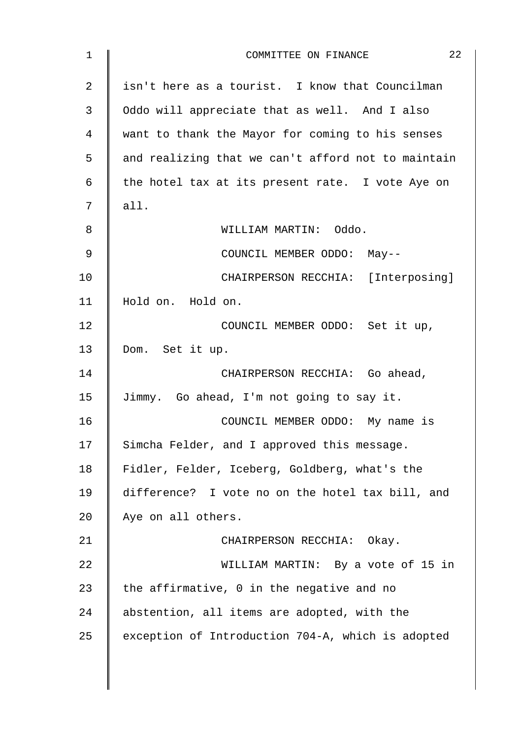isn't here as a tourist. I know that Councilman Oddo will appreciate that as well. And I also want to thank the Mayor for coming to his senses and realizing that we can't afford not to maintain the hotel tax at its present rate. I vote Aye on all.

WILLIAM MARTIN: Oddo.

COUNCIL MEMBER ODDO: May--

CHAIRPERSON RECCHIA: [Interposing] Hold on. Hold on.

COUNCIL MEMBER ODDO: Set it up, Dom. Set it up.

CHAIRPERSON RECCHIA: Go ahead, Jimmy. Go ahead, I'm not going to say it.

COUNCIL MEMBER ODDO: My name is Simcha Felder, and I approved this message. Fidler, Felder, Iceberg, Goldberg, what's the difference? I vote no on the hotel tax bill, and Aye on all others.

CHAIRPERSON RECCHIA: Okay.

WILLIAM MARTIN: By a vote of 15 in the affirmative, 0 in the negative and no abstention, all items are adopted, with the exception of Introduction 704-A, which is adopted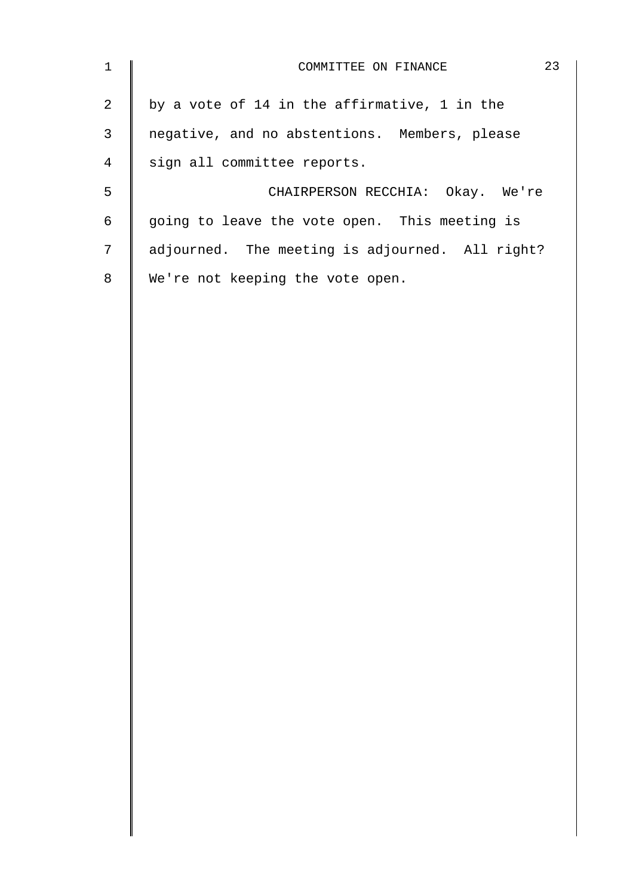by a vote of 14 in the affirmative, 1 in the negative, and no abstentions. Members, please sign all committee reports.

CHAIRPERSON RECCHIA: Okay. We're going to leave the vote open. This meeting is adjourned. The meeting is adjourned. All right? We're not keeping the vote open.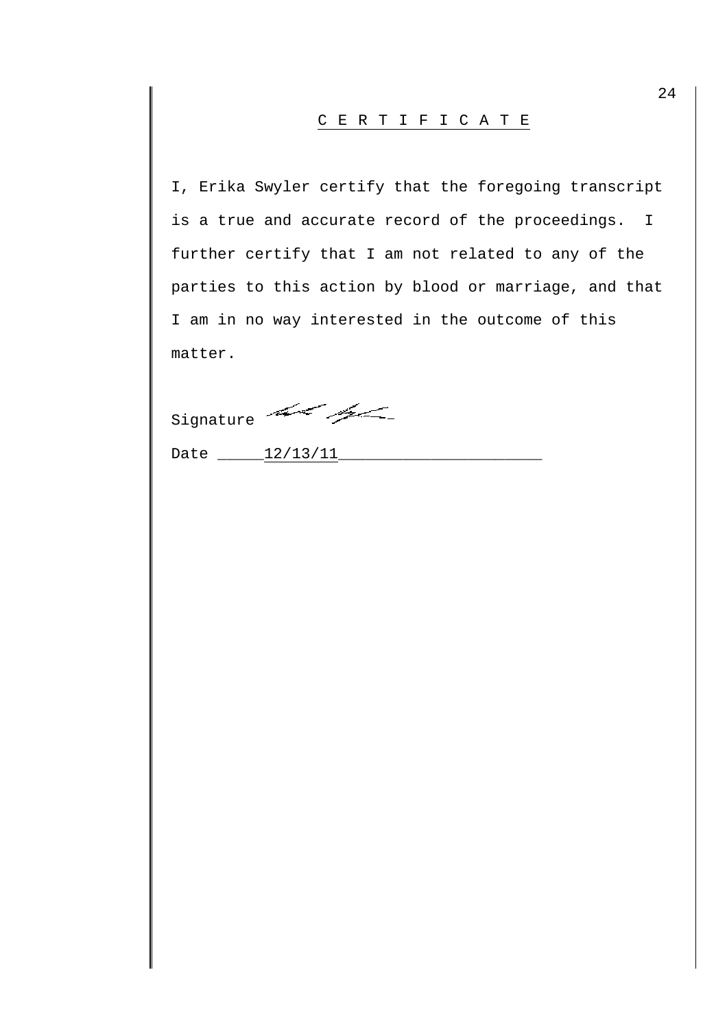C E R T I F I C A T E

I, Erika Swyler certify that the foregoing transcript is a true and accurate record of the proceedings. I further certify that I am not related to any of the parties to this action by blood or marriage, and that I am in no way interested in the outcome of this matter.

Signature

Date _____12/13/11______________________